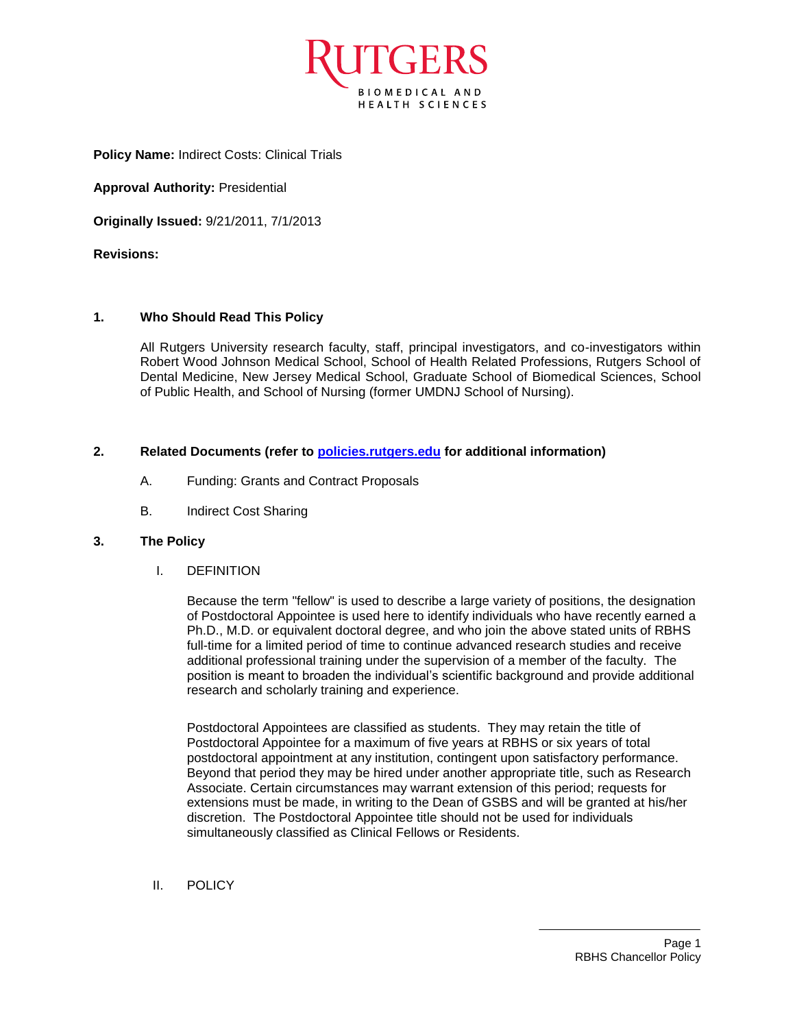RUTGERS
BIOMEDICAL AND HEALTH SCIENCES

**Policy Name:** Indirect Costs: Clinical Trials

**Approval Authority:** Presidential

**Originally Issued:** 9/21/2011, 7/1/2013

**Revisions:**

## 1. Who Should Read This Policy

All Rutgers University research faculty, staff, principal investigators, and co-investigators within Robert Wood Johnson Medical School, School of Health Related Professions, Rutgers School of Dental Medicine, New Jersey Medical School, Graduate School of Biomedical Sciences, School of Public Health, and School of Nursing (former UMDNJ School of Nursing).

## 2. Related Documents (refer to [policies.rutgers.edu](http://policies.rutgers.edu) for additional information)

A. Funding: Grants and Contract Proposals

B. Indirect Cost Sharing

## 3. The Policy

### I. DEFINITION

Because the term "fellow" is used to describe a large variety of positions, the designation of Postdoctoral Appointee is used here to identify individuals who have recently earned a Ph.D., M.D. or equivalent doctoral degree, and who join the above stated units of RBHS full-time for a limited period of time to continue advanced research studies and receive additional professional training under the supervision of a member of the faculty. The position is meant to broaden the individual's scientific background and provide additional research and scholarly training and experience.

Postdoctoral Appointees are classified as students. They may retain the title of Postdoctoral Appointee for a maximum of five years at RBHS or six years of total postdoctoral appointment at any institution, contingent upon satisfactory performance. Beyond that period they may be hired under another appropriate title, such as Research Associate. Certain circumstances may warrant extension of this period; requests for extensions must be made, in writing to the Dean of GSBS and will be granted at his/her discretion. The Postdoctoral Appointee title should not be used for individuals simultaneously classified as Clinical Fellows or Residents.

### II. POLICY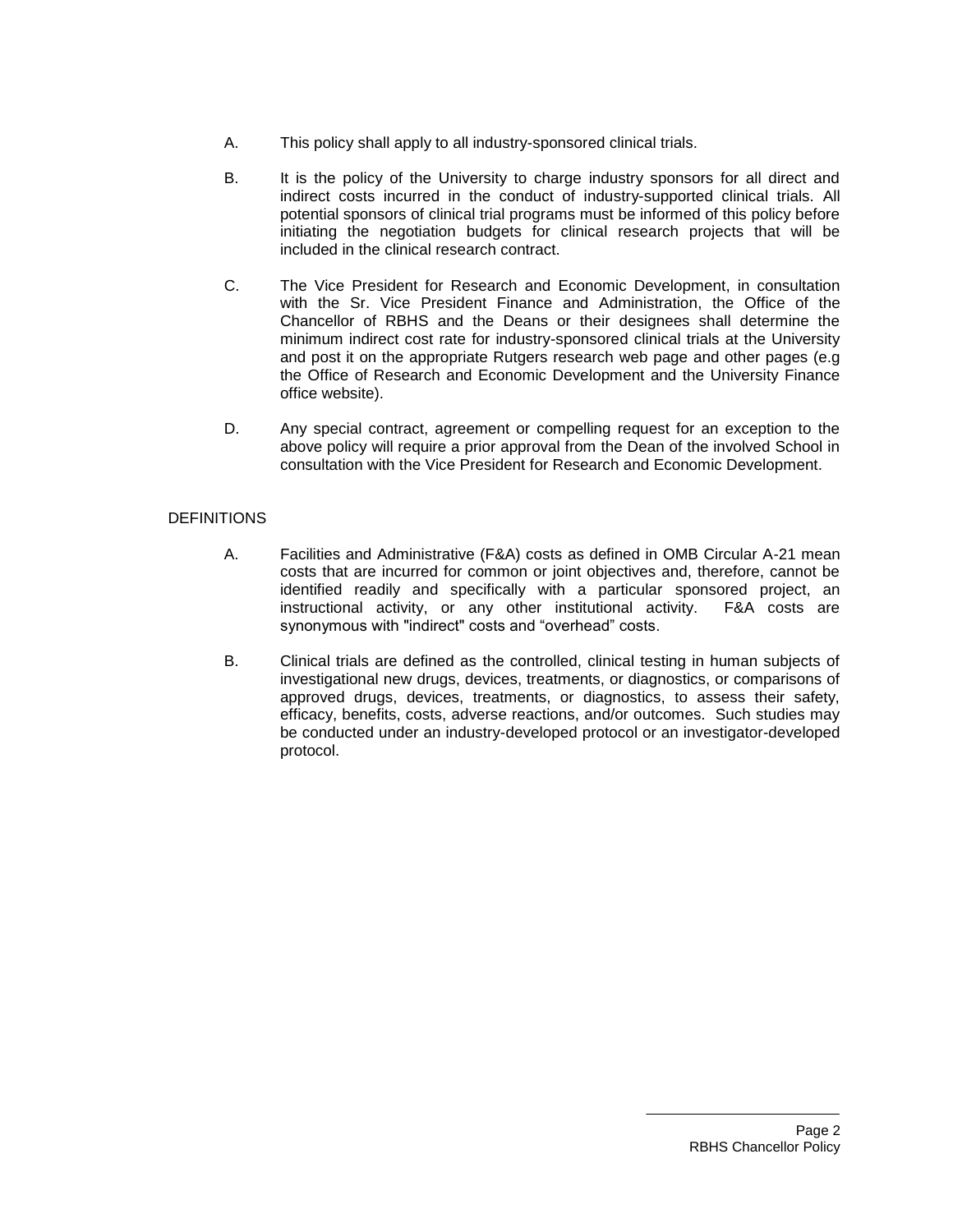A. This policy shall apply to all industry-sponsored clinical trials.

B. It is the policy of the University to charge industry sponsors for all direct and indirect costs incurred in the conduct of industry-supported clinical trials. All potential sponsors of clinical trial programs must be informed of this policy before initiating the negotiation budgets for clinical research projects that will be included in the clinical research contract.

C. The Vice President for Research and Economic Development, in consultation with the Sr. Vice President Finance and Administration, the Office of the Chancellor of RBHS and the Deans or their designees shall determine the minimum indirect cost rate for industry-sponsored clinical trials at the University and post it on the appropriate Rutgers research web page and other pages (e.g the Office of Research and Economic Development and the University Finance office website).

D. Any special contract, agreement or compelling request for an exception to the above policy will require a prior approval from the Dean of the involved School in consultation with the Vice President for Research and Economic Development.

## DEFINITIONS

A. Facilities and Administrative (F&A) costs as defined in OMB Circular A-21 mean costs that are incurred for common or joint objectives and, therefore, cannot be identified readily and specifically with a particular sponsored project, an instructional activity, or any other institutional activity. F&A costs are synonymous with "indirect" costs and "overhead" costs.

B. Clinical trials are defined as the controlled, clinical testing in human subjects of investigational new drugs, devices, treatments, or diagnostics, or comparisons of approved drugs, devices, treatments, or diagnostics, to assess their safety, efficacy, benefits, costs, adverse reactions, and/or outcomes. Such studies may be conducted under an industry-developed protocol or an investigator-developed protocol.